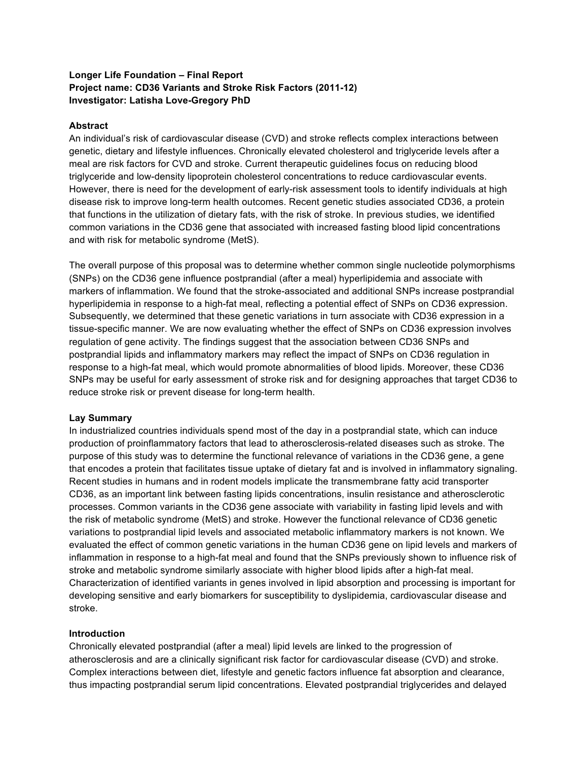**Longer Life Foundation – Final Report**
**Project name: CD36 Variants and Stroke Risk Factors (2011-12)**
**Investigator: Latisha Love-Gregory PhD**

## Abstract

An individual's risk of cardiovascular disease (CVD) and stroke reflects complex interactions between genetic, dietary and lifestyle influences. Chronically elevated cholesterol and triglyceride levels after a meal are risk factors for CVD and stroke. Current therapeutic guidelines focus on reducing blood triglyceride and low-density lipoprotein cholesterol concentrations to reduce cardiovascular events. However, there is need for the development of early-risk assessment tools to identify individuals at high disease risk to improve long-term health outcomes. Recent genetic studies associated CD36, a protein that functions in the utilization of dietary fats, with the risk of stroke. In previous studies, we identified common variations in the CD36 gene that associated with increased fasting blood lipid concentrations and with risk for metabolic syndrome (MetS).

The overall purpose of this proposal was to determine whether common single nucleotide polymorphisms (SNPs) on the CD36 gene influence postprandial (after a meal) hyperlipidemia and associate with markers of inflammation. We found that the stroke-associated and additional SNPs increase postprandial hyperlipidemia in response to a high-fat meal, reflecting a potential effect of SNPs on CD36 expression. Subsequently, we determined that these genetic variations in turn associate with CD36 expression in a tissue-specific manner. We are now evaluating whether the effect of SNPs on CD36 expression involves regulation of gene activity. The findings suggest that the association between CD36 SNPs and postprandial lipids and inflammatory markers may reflect the impact of SNPs on CD36 regulation in response to a high-fat meal, which would promote abnormalities of blood lipids. Moreover, these CD36 SNPs may be useful for early assessment of stroke risk and for designing approaches that target CD36 to reduce stroke risk or prevent disease for long-term health.

## Lay Summary

In industrialized countries individuals spend most of the day in a postprandial state, which can induce production of proinflammatory factors that lead to atherosclerosis-related diseases such as stroke. The purpose of this study was to determine the functional relevance of variations in the CD36 gene, a gene that encodes a protein that facilitates tissue uptake of dietary fat and is involved in inflammatory signaling. Recent studies in humans and in rodent models implicate the transmembrane fatty acid transporter CD36, as an important link between fasting lipids concentrations, insulin resistance and atherosclerotic processes. Common variants in the CD36 gene associate with variability in fasting lipid levels and with the risk of metabolic syndrome (MetS) and stroke. However the functional relevance of CD36 genetic variations to postprandial lipid levels and associated metabolic inflammatory markers is not known. We evaluated the effect of common genetic variations in the human CD36 gene on lipid levels and markers of inflammation in response to a high-fat meal and found that the SNPs previously shown to influence risk of stroke and metabolic syndrome similarly associate with higher blood lipids after a high-fat meal. Characterization of identified variants in genes involved in lipid absorption and processing is important for developing sensitive and early biomarkers for susceptibility to dyslipidemia, cardiovascular disease and stroke.

## Introduction

Chronically elevated postprandial (after a meal) lipid levels are linked to the progression of atherosclerosis and are a clinically significant risk factor for cardiovascular disease (CVD) and stroke. Complex interactions between diet, lifestyle and genetic factors influence fat absorption and clearance, thus impacting postprandial serum lipid concentrations. Elevated postprandial triglycerides and delayed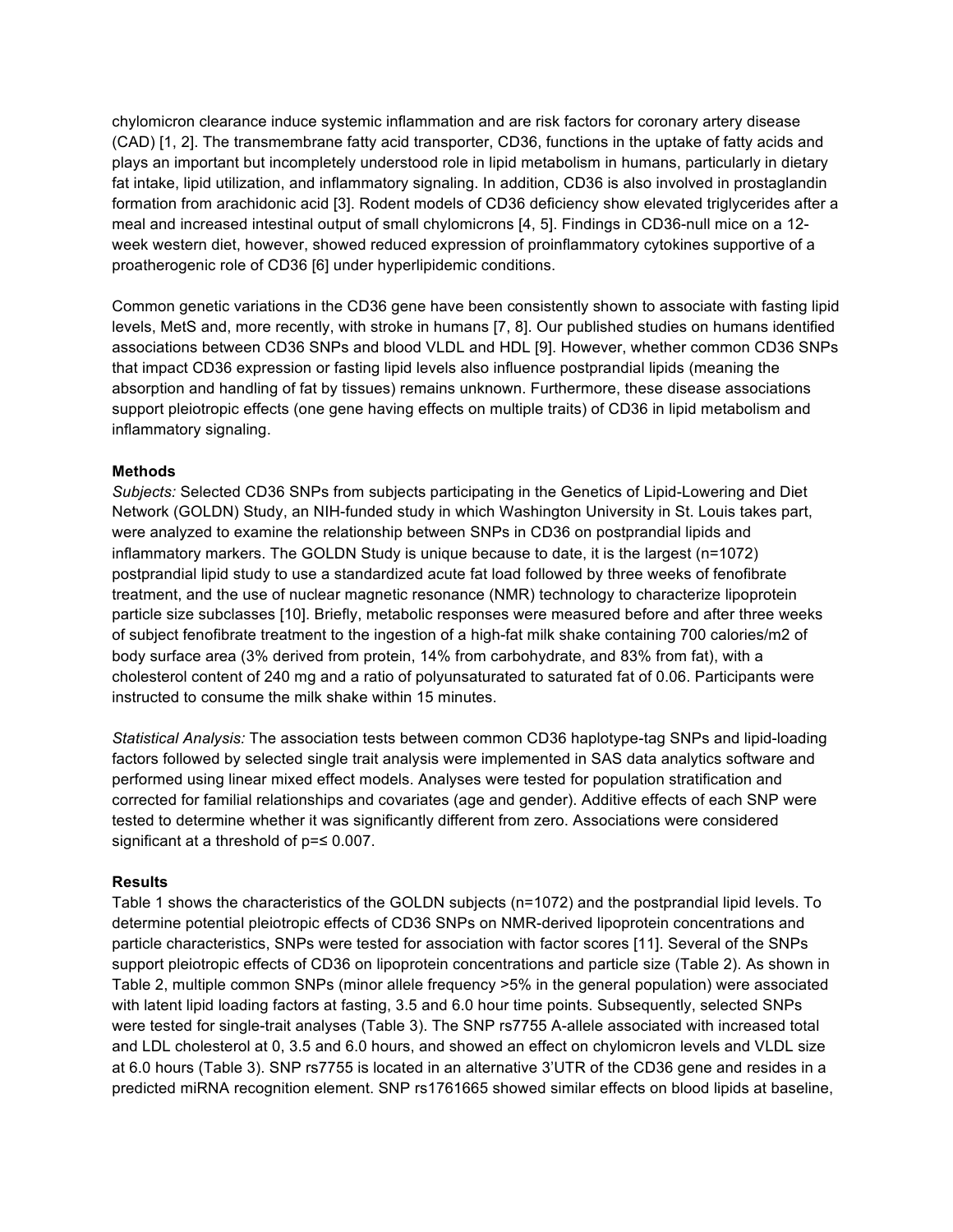chylomicron clearance induce systemic inflammation and are risk factors for coronary artery disease (CAD) [1, 2]. The transmembrane fatty acid transporter, CD36, functions in the uptake of fatty acids and plays an important but incompletely understood role in lipid metabolism in humans, particularly in dietary fat intake, lipid utilization, and inflammatory signaling. In addition, CD36 is also involved in prostaglandin formation from arachidonic acid [3]. Rodent models of CD36 deficiency show elevated triglycerides after a meal and increased intestinal output of small chylomicrons [4, 5]. Findings in CD36-null mice on a 12-week western diet, however, showed reduced expression of proinflammatory cytokines supportive of a proatherogenic role of CD36 [6] under hyperlipidemic conditions.

Common genetic variations in the CD36 gene have been consistently shown to associate with fasting lipid levels, MetS and, more recently, with stroke in humans [7, 8]. Our published studies on humans identified associations between CD36 SNPs and blood VLDL and HDL [9]. However, whether common CD36 SNPs that impact CD36 expression or fasting lipid levels also influence postprandial lipids (meaning the absorption and handling of fat by tissues) remains unknown. Furthermore, these disease associations support pleiotropic effects (one gene having effects on multiple traits) of CD36 in lipid metabolism and inflammatory signaling.

**Methods**

*Subjects:* Selected CD36 SNPs from subjects participating in the Genetics of Lipid-Lowering and Diet Network (GOLDN) Study, an NIH-funded study in which Washington University in St. Louis takes part, were analyzed to examine the relationship between SNPs in CD36 on postprandial lipids and inflammatory markers. The GOLDN Study is unique because to date, it is the largest (n=1072) postprandial lipid study to use a standardized acute fat load followed by three weeks of fenofibrate treatment, and the use of nuclear magnetic resonance (NMR) technology to characterize lipoprotein particle size subclasses [10]. Briefly, metabolic responses were measured before and after three weeks of subject fenofibrate treatment to the ingestion of a high-fat milk shake containing 700 calories/m2 of body surface area (3% derived from protein, 14% from carbohydrate, and 83% from fat), with a cholesterol content of 240 mg and a ratio of polyunsaturated to saturated fat of 0.06. Participants were instructed to consume the milk shake within 15 minutes.

*Statistical Analysis:* The association tests between common CD36 haplotype-tag SNPs and lipid-loading factors followed by selected single trait analysis were implemented in SAS data analytics software and performed using linear mixed effect models. Analyses were tested for population stratification and corrected for familial relationships and covariates (age and gender). Additive effects of each SNP were tested to determine whether it was significantly different from zero. Associations were considered significant at a threshold of p=≤ 0.007.

**Results**

Table 1 shows the characteristics of the GOLDN subjects (n=1072) and the postprandial lipid levels. To determine potential pleiotropic effects of CD36 SNPs on NMR-derived lipoprotein concentrations and particle characteristics, SNPs were tested for association with factor scores [11]. Several of the SNPs support pleiotropic effects of CD36 on lipoprotein concentrations and particle size (Table 2). As shown in Table 2, multiple common SNPs (minor allele frequency >5% in the general population) were associated with latent lipid loading factors at fasting, 3.5 and 6.0 hour time points. Subsequently, selected SNPs were tested for single-trait analyses (Table 3). The SNP rs7755 A-allele associated with increased total and LDL cholesterol at 0, 3.5 and 6.0 hours, and showed an effect on chylomicron levels and VLDL size at 6.0 hours (Table 3). SNP rs7755 is located in an alternative 3'UTR of the CD36 gene and resides in a predicted miRNA recognition element. SNP rs1761665 showed similar effects on blood lipids at baseline,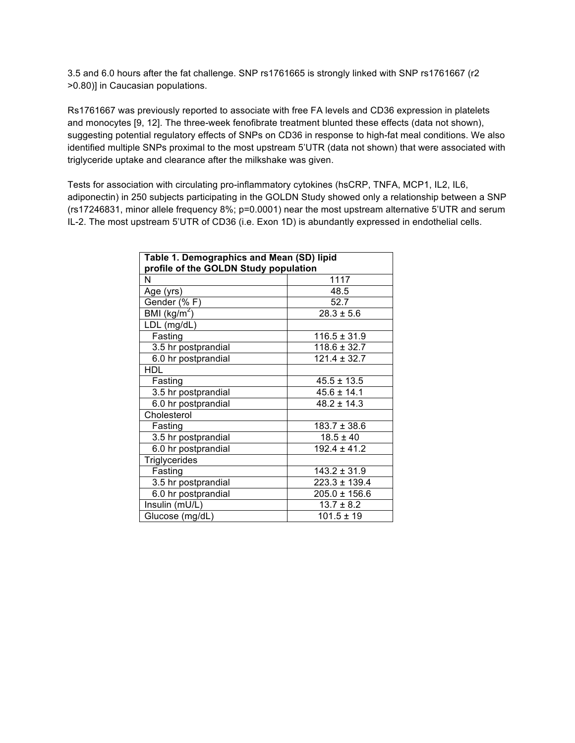3.5 and 6.0 hours after the fat challenge. SNP rs1761665 is strongly linked with SNP rs1761667 ($r^2$ >0.80)] in Caucasian populations.

Rs1761667 was previously reported to associate with free FA levels and CD36 expression in platelets and monocytes [9, 12]. The three-week fenofibrate treatment blunted these effects (data not shown), suggesting potential regulatory effects of SNPs on CD36 in response to high-fat meal conditions. We also identified multiple SNPs proximal to the most upstream 5'UTR (data not shown) that were associated with triglyceride uptake and clearance after the milkshake was given.

Tests for association with circulating pro-inflammatory cytokines (hsCRP, TNFA, MCP1, IL2, IL6, adiponectin) in 250 subjects participating in the GOLDN Study showed only a relationship between a SNP (rs17246831, minor allele frequency 8%; p=0.0001) near the most upstream alternative 5'UTR and serum IL-2. The most upstream 5'UTR of CD36 (i.e. Exon 1D) is abundantly expressed in endothelial cells.

| **Table 1. Demographics and Mean (SD) lipid profile of the GOLDN Study population** | |
|---|---|
| N | 1117 |
| Age (yrs) | 48.5 |
| Gender (% F) | 52.7 |
| BMI ($kg/m^2$) | 28.3 ± 5.6 |
| LDL (mg/dL) | |
| Fasting | 116.5 ± 31.9 |
| 3.5 hr postprandial | 118.6 ± 32.7 |
| 6.0 hr postprandial | 121.4 ± 32.7 |
| HDL | |
| Fasting | 45.5 ± 13.5 |
| 3.5 hr postprandial | 45.6 ± 14.1 |
| 6.0 hr postprandial | 48.2 ± 14.3 |
| Cholesterol | |
| Fasting | 183.7 ± 38.6 |
| 3.5 hr postprandial | 18.5 ± 40 |
| 6.0 hr postprandial | 192.4 ± 41.2 |
| Triglycerides | |
| Fasting | 143.2 ± 31.9 |
| 3.5 hr postprandial | 223.3 ± 139.4 |
| 6.0 hr postprandial | 205.0 ± 156.6 |
| Insulin (mU/L) | 13.7 ± 8.2 |
| Glucose (mg/dL) | 101.5 ± 19 |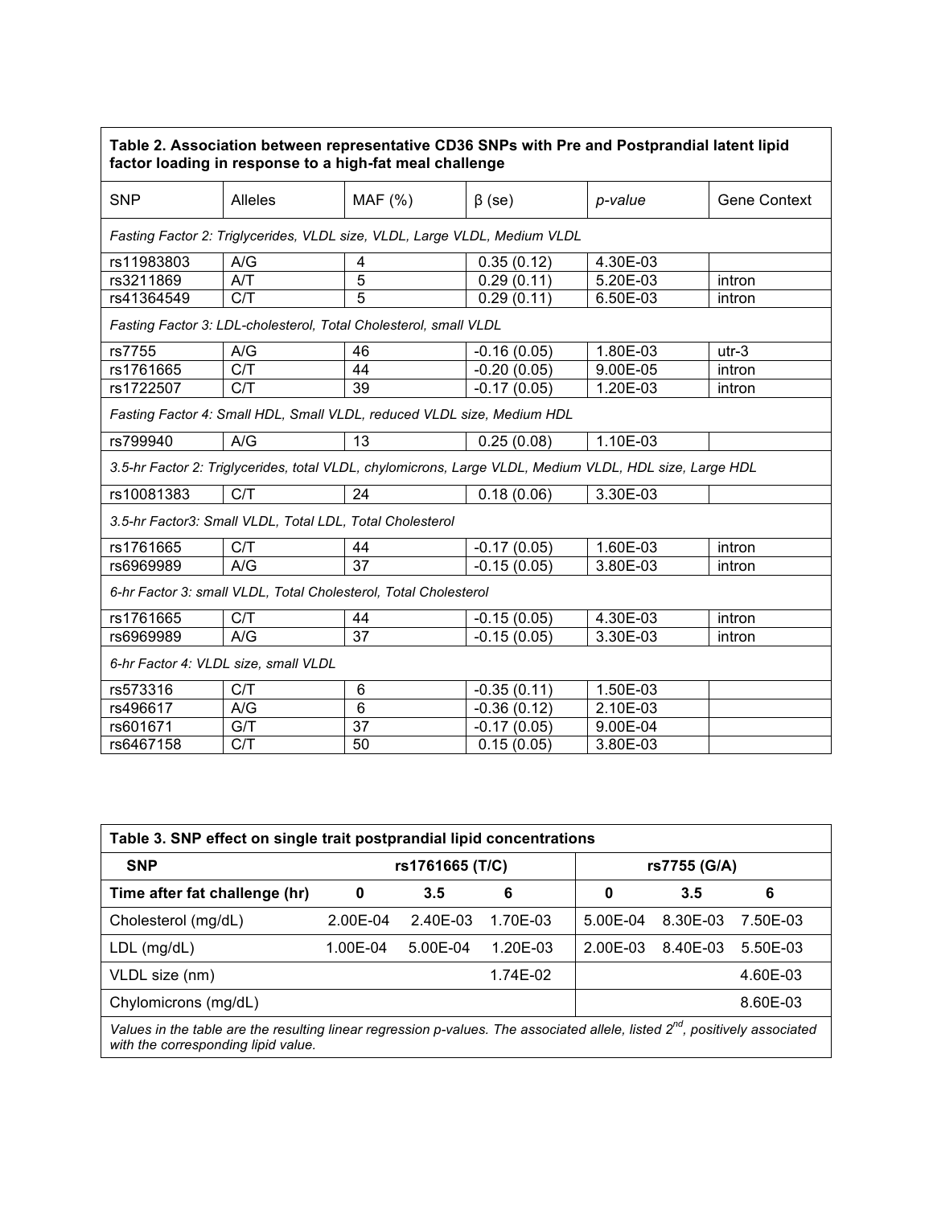| **Table 2. Association between representative CD36 SNPs with Pre and Postprandial latent lipid factor loading in response to a high-fat meal challenge** | | | | | |
|---|---|---|---|---|---|
| SNP | Alleles | MAF (%) | β (se) | *p-value* | Gene Context |
| *Fasting Factor 2: Triglycerides, VLDL size, VLDL, Large VLDL, Medium VLDL* | | | | | |
| rs11983803 | A/G | 4 | 0.35 (0.12) | 4.30E-03 | |
| rs3211869 | A/T | 5 | 0.29 (0.11) | 5.20E-03 | intron |
| rs41364549 | C/T | 5 | 0.29 (0.11) | 6.50E-03 | intron |
| *Fasting Factor 3: LDL-cholesterol, Total Cholesterol, small VLDL* | | | | | |
| rs7755 | A/G | 46 | -0.16 (0.05) | 1.80E-03 | utr-3 |
| rs1761665 | C/T | 44 | -0.20 (0.05) | 9.00E-05 | intron |
| rs1722507 | C/T | 39 | -0.17 (0.05) | 1.20E-03 | intron |
| *Fasting Factor 4: Small HDL, Small VLDL, reduced VLDL size, Medium HDL* | | | | | |
| rs799940 | A/G | 13 | 0.25 (0.08) | 1.10E-03 | |
| *3.5-hr Factor 2: Triglycerides, total VLDL, chylomicrons, Large VLDL, Medium VLDL, HDL size, Large HDL* | | | | | |
| rs10081383 | C/T | 24 | 0.18 (0.06) | 3.30E-03 | |
| *3.5-hr Factor3: Small VLDL, Total LDL, Total Cholesterol* | | | | | |
| rs1761665 | C/T | 44 | -0.17 (0.05) | 1.60E-03 | intron |
| rs6969989 | A/G | 37 | -0.15 (0.05) | 3.80E-03 | intron |
| *6-hr Factor 3: small VLDL, Total Cholesterol, Total Cholesterol* | | | | | |
| rs1761665 | C/T | 44 | -0.15 (0.05) | 4.30E-03 | intron |
| rs6969989 | A/G | 37 | -0.15 (0.05) | 3.30E-03 | intron |
| *6-hr Factor 4: VLDL size, small VLDL* | | | | | |
| rs573316 | C/T | 6 | -0.35 (0.11) | 1.50E-03 | |
| rs496617 | A/G | 6 | -0.36 (0.12) | 2.10E-03 | |
| rs601671 | G/T | 37 | -0.17 (0.05) | 9.00E-04 | |
| rs6467158 | C/T | 50 | 0.15 (0.05) | 3.80E-03 | |

| **Table 3. SNP effect on single trait postprandial lipid concentrations** | | | | | | |
|---|---|---|---|---|---|---|
| **SNP** | **rs1761665 (T/C)** | | | **rs7755 (G/A)** | | |
| **Time after fat challenge (hr)** | **0** | **3.5** | **6** | **0** | **3.5** | **6** |
| Cholesterol (mg/dL) | 2.00E-04 | 2.40E-03 | 1.70E-03 | 5.00E-04 | 8.30E-03 | 7.50E-03 |
| LDL (mg/dL) | 1.00E-04 | 5.00E-04 | 1.20E-03 | 2.00E-03 | 8.40E-03 | 5.50E-03 |
| VLDL size (nm) | | | 1.74E-02 | | | 4.60E-03 |
| Chylomicrons (mg/dL) | | | | | | 8.60E-03 |
| *Values in the table are the resulting linear regression p-values. The associated allele, listed 2nd, positively associated with the corresponding lipid value.* | | | | | | |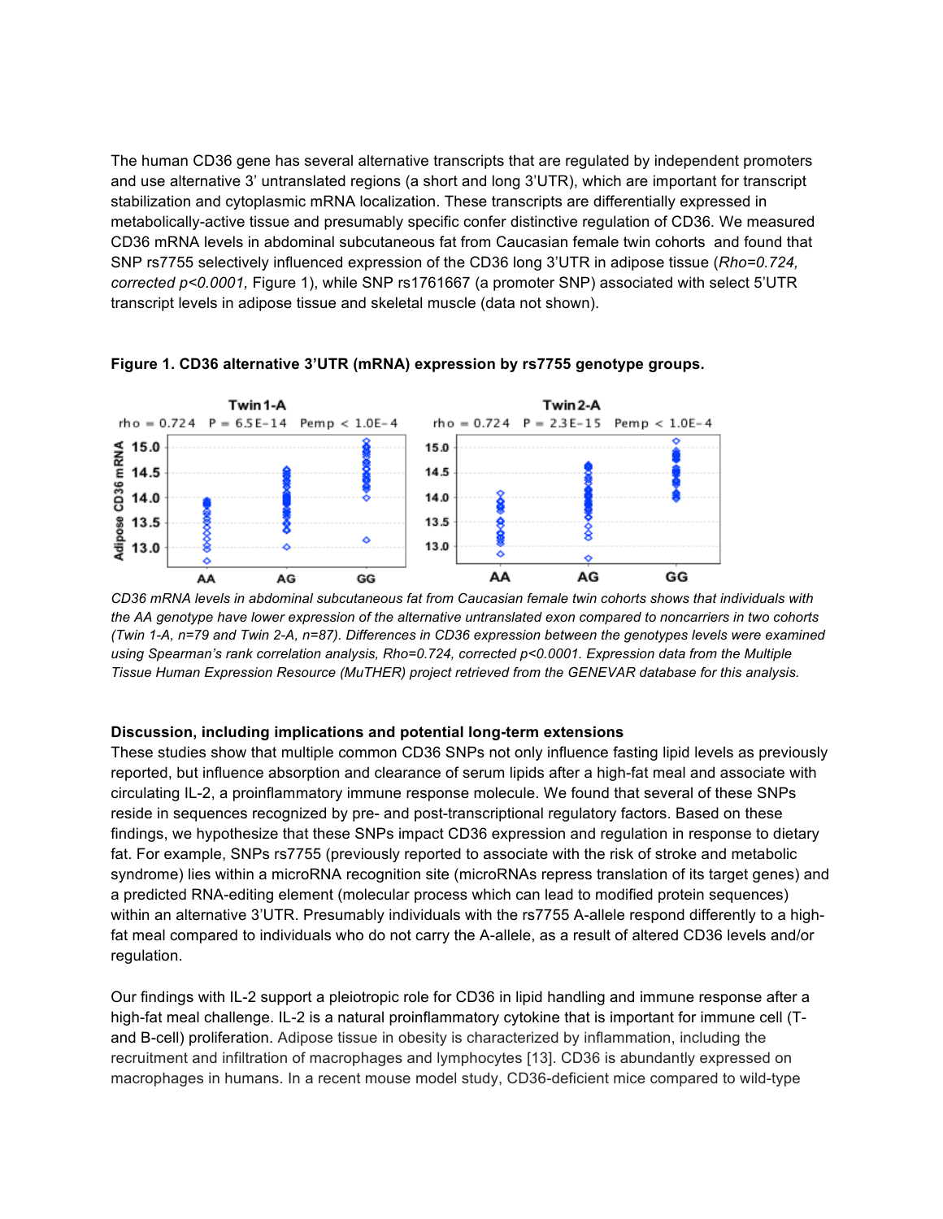The human CD36 gene has several alternative transcripts that are regulated by independent promoters and use alternative 3' untranslated regions (a short and long 3'UTR), which are important for transcript stabilization and cytoplasmic mRNA localization. These transcripts are differentially expressed in metabolically-active tissue and presumably specific confer distinctive regulation of CD36. We measured CD36 mRNA levels in abdominal subcutaneous fat from Caucasian female twin cohorts and found that SNP rs7755 selectively influenced expression of the CD36 long 3'UTR in adipose tissue (*Rho=0.724, corrected p<0.0001,* Figure 1), while SNP rs1761667 (a promoter SNP) associated with select 5'UTR transcript levels in adipose tissue and skeletal muscle (data not shown).

**Figure 1. CD36 alternative 3'UTR (mRNA) expression by rs7755 genotype groups.**

*CD36 mRNA levels in abdominal subcutaneous fat from Caucasian female twin cohorts shows that individuals with the AA genotype have lower expression of the alternative untranslated exon compared to noncarriers in two cohorts (Twin 1-A, n=79 and Twin 2-A, n=87). Differences in CD36 expression between the genotypes levels were examined using Spearman's rank correlation analysis, Rho=0.724, corrected p<0.0001. Expression data from the Multiple Tissue Human Expression Resource (MuTHER) project retrieved from the GENEVAR database for this analysis.*

**Discussion, including implications and potential long-term extensions**

These studies show that multiple common CD36 SNPs not only influence fasting lipid levels as previously reported, but influence absorption and clearance of serum lipids after a high-fat meal and associate with circulating IL-2, a proinflammatory immune response molecule. We found that several of these SNPs reside in sequences recognized by pre- and post-transcriptional regulatory factors. Based on these findings, we hypothesize that these SNPs impact CD36 expression and regulation in response to dietary fat. For example, SNPs rs7755 (previously reported to associate with the risk of stroke and metabolic syndrome) lies within a microRNA recognition site (microRNAs repress translation of its target genes) and a predicted RNA-editing element (molecular process which can lead to modified protein sequences) within an alternative 3'UTR. Presumably individuals with the rs7755 A-allele respond differently to a high-fat meal compared to individuals who do not carry the A-allele, as a result of altered CD36 levels and/or regulation.

Our findings with IL-2 support a pleiotropic role for CD36 in lipid handling and immune response after a high-fat meal challenge. IL-2 is a natural proinflammatory cytokine that is important for immune cell (T- and B-cell) proliferation. Adipose tissue in obesity is characterized by inflammation, including the recruitment and infiltration of macrophages and lymphocytes [13]. CD36 is abundantly expressed on macrophages in humans. In a recent mouse model study, CD36-deficient mice compared to wild-type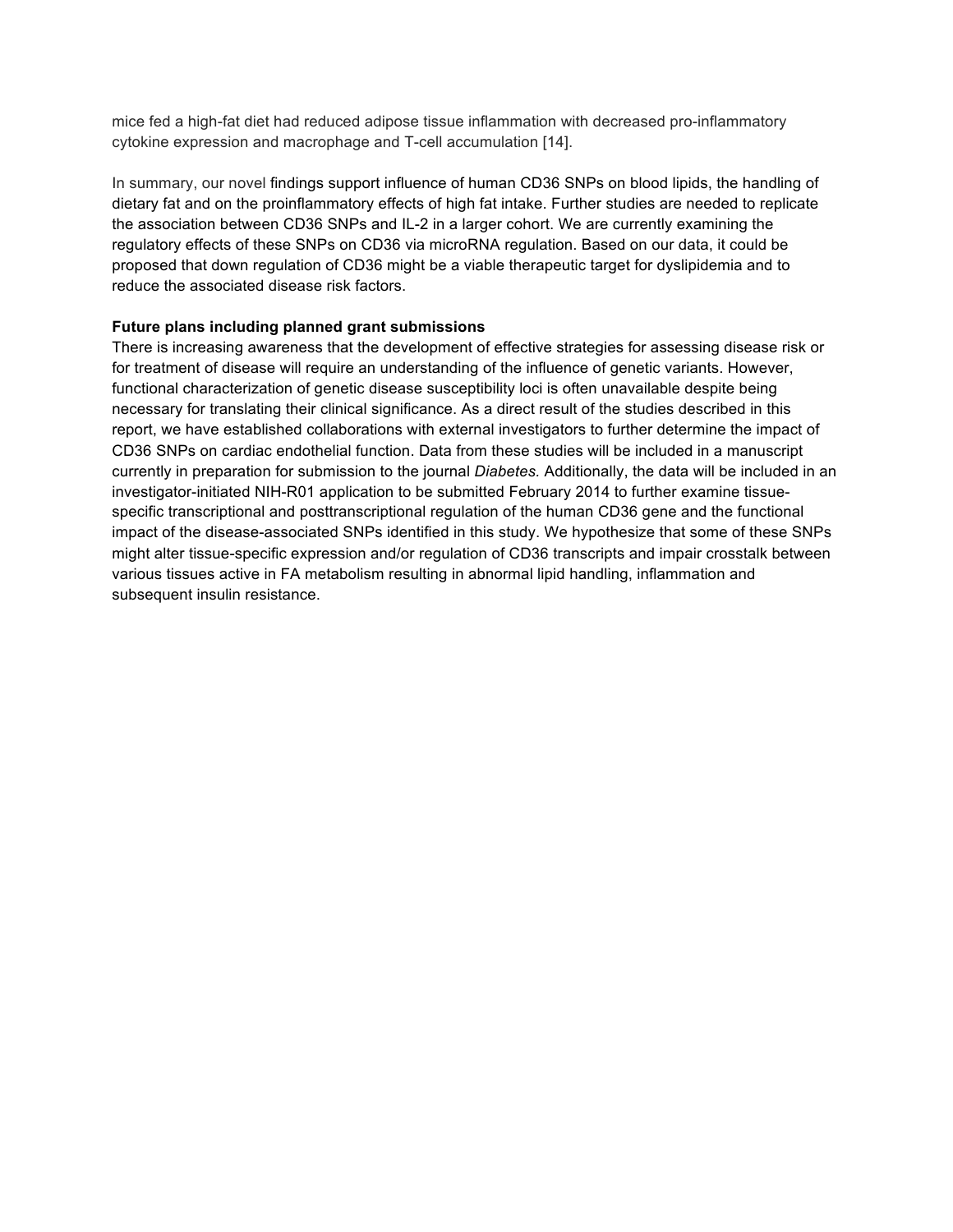mice fed a high-fat diet had reduced adipose tissue inflammation with decreased pro-inflammatory cytokine expression and macrophage and T-cell accumulation [14].

In summary, our novel findings support influence of human CD36 SNPs on blood lipids, the handling of dietary fat and on the proinflammatory effects of high fat intake. Further studies are needed to replicate the association between CD36 SNPs and IL-2 in a larger cohort. We are currently examining the regulatory effects of these SNPs on CD36 via microRNA regulation. Based on our data, it could be proposed that down regulation of CD36 might be a viable therapeutic target for dyslipidemia and to reduce the associated disease risk factors.

**Future plans including planned grant submissions**

There is increasing awareness that the development of effective strategies for assessing disease risk or for treatment of disease will require an understanding of the influence of genetic variants. However, functional characterization of genetic disease susceptibility loci is often unavailable despite being necessary for translating their clinical significance. As a direct result of the studies described in this report, we have established collaborations with external investigators to further determine the impact of CD36 SNPs on cardiac endothelial function. Data from these studies will be included in a manuscript currently in preparation for submission to the journal *Diabetes.* Additionally, the data will be included in an investigator-initiated NIH-R01 application to be submitted February 2014 to further examine tissue-specific transcriptional and posttranscriptional regulation of the human CD36 gene and the functional impact of the disease-associated SNPs identified in this study. We hypothesize that some of these SNPs might alter tissue-specific expression and/or regulation of CD36 transcripts and impair crosstalk between various tissues active in FA metabolism resulting in abnormal lipid handling, inflammation and subsequent insulin resistance.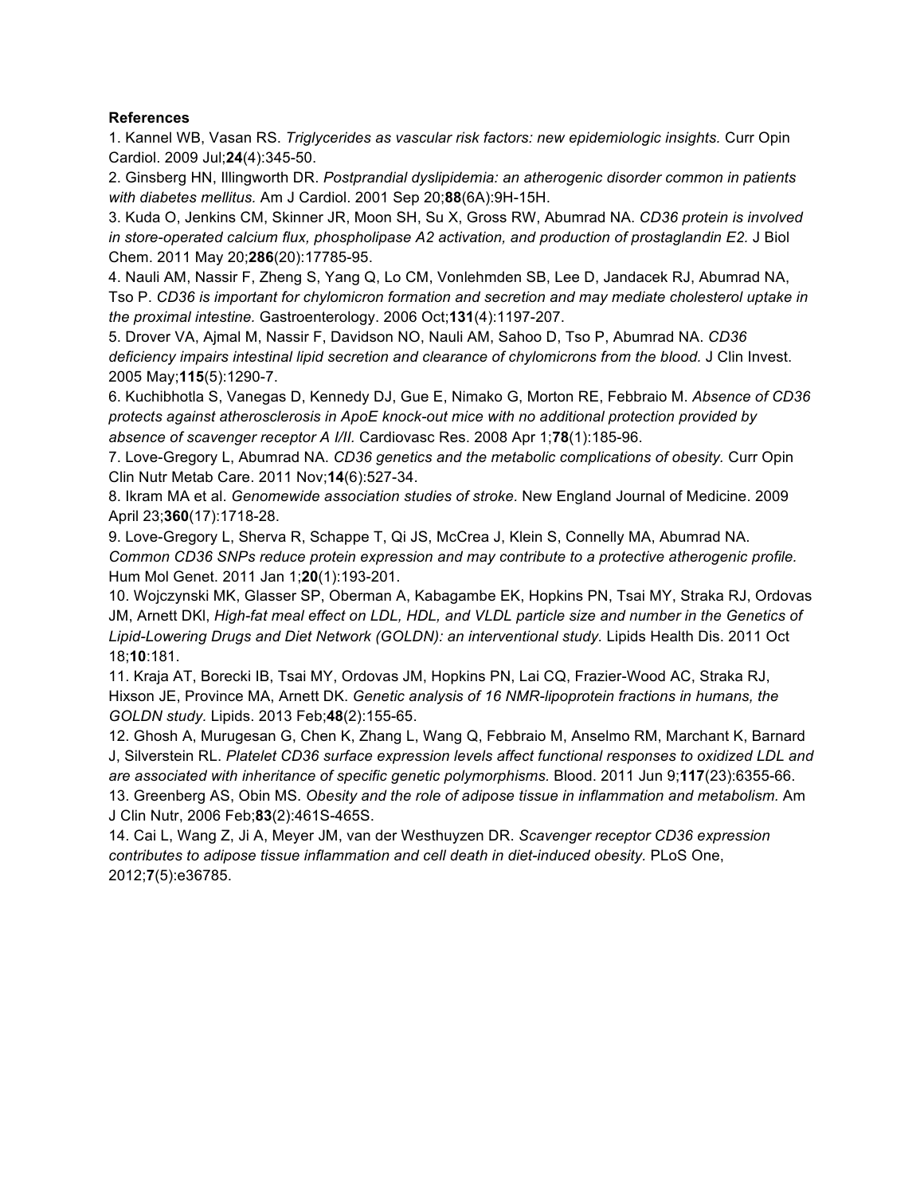**References**

1. Kannel WB, Vasan RS. *Triglycerides as vascular risk factors: new epidemiologic insights.* Curr Opin Cardiol. 2009 Jul;**24**(4):345-50.
2. Ginsberg HN, Illingworth DR. *Postprandial dyslipidemia: an atherogenic disorder common in patients with diabetes mellitus.* Am J Cardiol. 2001 Sep 20;**88**(6A):9H-15H.
3. Kuda O, Jenkins CM, Skinner JR, Moon SH, Su X, Gross RW, Abumrad NA. *CD36 protein is involved in store-operated calcium flux, phospholipase A2 activation, and production of prostaglandin E2.* J Biol Chem. 2011 May 20;**286**(20):17785-95.
4. Nauli AM, Nassir F, Zheng S, Yang Q, Lo CM, Vonlehmden SB, Lee D, Jandacek RJ, Abumrad NA, Tso P. *CD36 is important for chylomicron formation and secretion and may mediate cholesterol uptake in the proximal intestine.* Gastroenterology. 2006 Oct;**131**(4):1197-207.
5. Drover VA, Ajmal M, Nassir F, Davidson NO, Nauli AM, Sahoo D, Tso P, Abumrad NA. *CD36 deficiency impairs intestinal lipid secretion and clearance of chylomicrons from the blood.* J Clin Invest. 2005 May;**115**(5):1290-7.
6. Kuchibhotla S, Vanegas D, Kennedy DJ, Gue E, Nimako G, Morton RE, Febbraio M. *Absence of CD36 protects against atherosclerosis in ApoE knock-out mice with no additional protection provided by absence of scavenger receptor A I/II.* Cardiovasc Res. 2008 Apr 1;**78**(1):185-96.
7. Love-Gregory L, Abumrad NA. *CD36 genetics and the metabolic complications of obesity.* Curr Opin Clin Nutr Metab Care. 2011 Nov;**14**(6):527-34.
8. Ikram MA et al. *Genomewide association studies of stroke.* New England Journal of Medicine. 2009 April 23;**360**(17):1718-28.
9. Love-Gregory L, Sherva R, Schappe T, Qi JS, McCrea J, Klein S, Connelly MA, Abumrad NA. *Common CD36 SNPs reduce protein expression and may contribute to a protective atherogenic profile.* Hum Mol Genet. 2011 Jan 1;**20**(1):193-201.
10. Wojczynski MK, Glasser SP, Oberman A, Kabagambe EK, Hopkins PN, Tsai MY, Straka RJ, Ordovas JM, Arnett DKl, *High-fat meal effect on LDL, HDL, and VLDL particle size and number in the Genetics of Lipid-Lowering Drugs and Diet Network (GOLDN): an interventional study.* Lipids Health Dis. 2011 Oct 18;**10**:181.
11. Kraja AT, Borecki IB, Tsai MY, Ordovas JM, Hopkins PN, Lai CQ, Frazier-Wood AC, Straka RJ, Hixson JE, Province MA, Arnett DK. *Genetic analysis of 16 NMR-lipoprotein fractions in humans, the GOLDN study.* Lipids. 2013 Feb;**48**(2):155-65.
12. Ghosh A, Murugesan G, Chen K, Zhang L, Wang Q, Febbraio M, Anselmo RM, Marchant K, Barnard J, Silverstein RL. *Platelet CD36 surface expression levels affect functional responses to oxidized LDL and are associated with inheritance of specific genetic polymorphisms.* Blood. 2011 Jun 9;**117**(23):6355-66.
13. Greenberg AS, Obin MS. *Obesity and the role of adipose tissue in inflammation and metabolism.* Am J Clin Nutr, 2006 Feb;**83**(2):461S-465S.
14. Cai L, Wang Z, Ji A, Meyer JM, van der Westhuyzen DR. *Scavenger receptor CD36 expression contributes to adipose tissue inflammation and cell death in diet-induced obesity.* PLoS One, 2012;**7**(5):e36785.